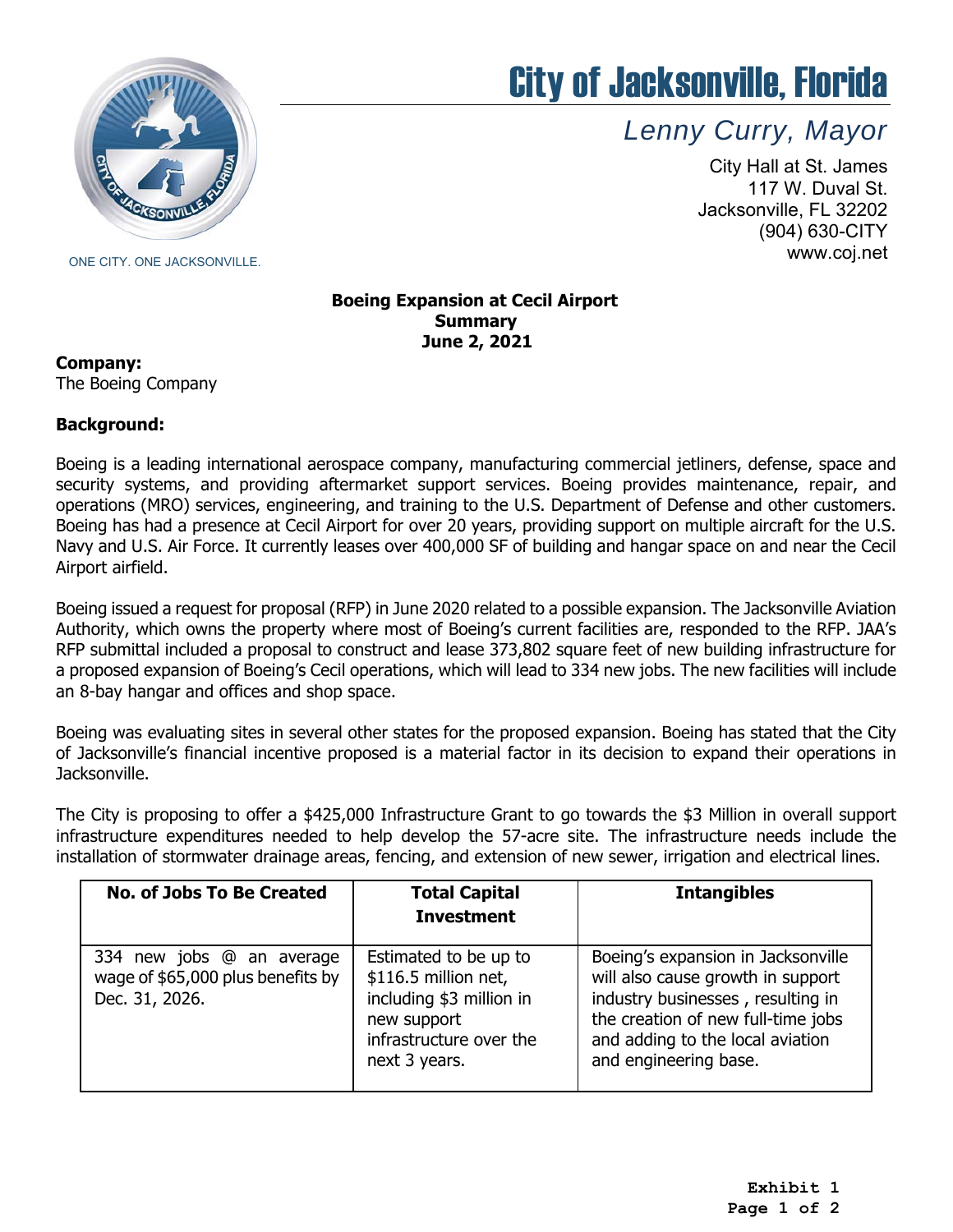# City of Jacksonville, Florida

*Lenny Curry, Mayor*

City Hall at St. James
117 W. Duval St.
Jacksonville, FL 32202
(904) 630-CITY
www.coj.net

ONE CITY. ONE JACKSONVILLE.

**Boeing Expansion at Cecil Airport**
**Summary**
**June 2, 2021**

**Company:**
The Boeing Company

**Background:**

Boeing is a leading international aerospace company, manufacturing commercial jetliners, defense, space and security systems, and providing aftermarket support services. Boeing provides maintenance, repair, and operations (MRO) services, engineering, and training to the U.S. Department of Defense and other customers. Boeing has had a presence at Cecil Airport for over 20 years, providing support on multiple aircraft for the U.S. Navy and U.S. Air Force. It currently leases over 400,000 SF of building and hangar space on and near the Cecil Airport airfield.

Boeing issued a request for proposal (RFP) in June 2020 related to a possible expansion. The Jacksonville Aviation Authority, which owns the property where most of Boeing's current facilities are, responded to the RFP. JAA's RFP submittal included a proposal to construct and lease 373,802 square feet of new building infrastructure for a proposed expansion of Boeing's Cecil operations, which will lead to 334 new jobs. The new facilities will include an 8-bay hangar and offices and shop space.

Boeing was evaluating sites in several other states for the proposed expansion. Boeing has stated that the City of Jacksonville's financial incentive proposed is a material factor in its decision to expand their operations in Jacksonville.

The City is proposing to offer a $425,000 Infrastructure Grant to go towards the $3 Million in overall support infrastructure expenditures needed to help develop the 57-acre site. The infrastructure needs include the installation of stormwater drainage areas, fencing, and extension of new sewer, irrigation and electrical lines.

| No. of Jobs To Be Created | Total Capital Investment | Intangibles |
|---|---|---|
| 334 new jobs @ an average wage of $65,000 plus benefits by Dec. 31, 2026. | Estimated to be up to $116.5 million net, including $3 million in new support infrastructure over the next 3 years. | Boeing's expansion in Jacksonville will also cause growth in support industry businesses , resulting in the creation of new full-time jobs and adding to the local aviation and engineering base. |

**Exhibit 1**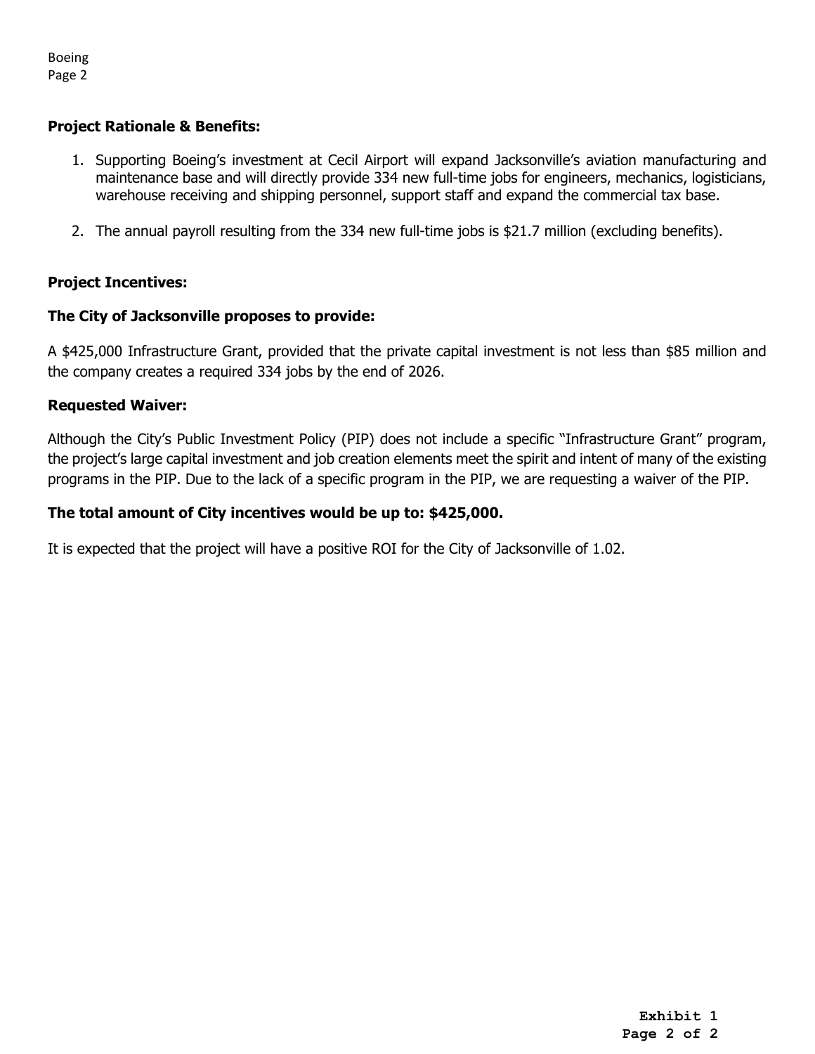**Project Rationale & Benefits:**

1. Supporting Boeing's investment at Cecil Airport will expand Jacksonville's aviation manufacturing and maintenance base and will directly provide 334 new full-time jobs for engineers, mechanics, logisticians, warehouse receiving and shipping personnel, support staff and expand the commercial tax base.

2. The annual payroll resulting from the 334 new full-time jobs is $21.7 million (excluding benefits).

**Project Incentives:**

**The City of Jacksonville proposes to provide:**

A $425,000 Infrastructure Grant, provided that the private capital investment is not less than $85 million and the company creates a required 334 jobs by the end of 2026.

**Requested Waiver:**

Although the City's Public Investment Policy (PIP) does not include a specific "Infrastructure Grant" program, the project's large capital investment and job creation elements meet the spirit and intent of many of the existing programs in the PIP. Due to the lack of a specific program in the PIP, we are requesting a waiver of the PIP.

**The total amount of City incentives would be up to: $425,000.**

It is expected that the project will have a positive ROI for the City of Jacksonville of 1.02.

**Exhibit 1**